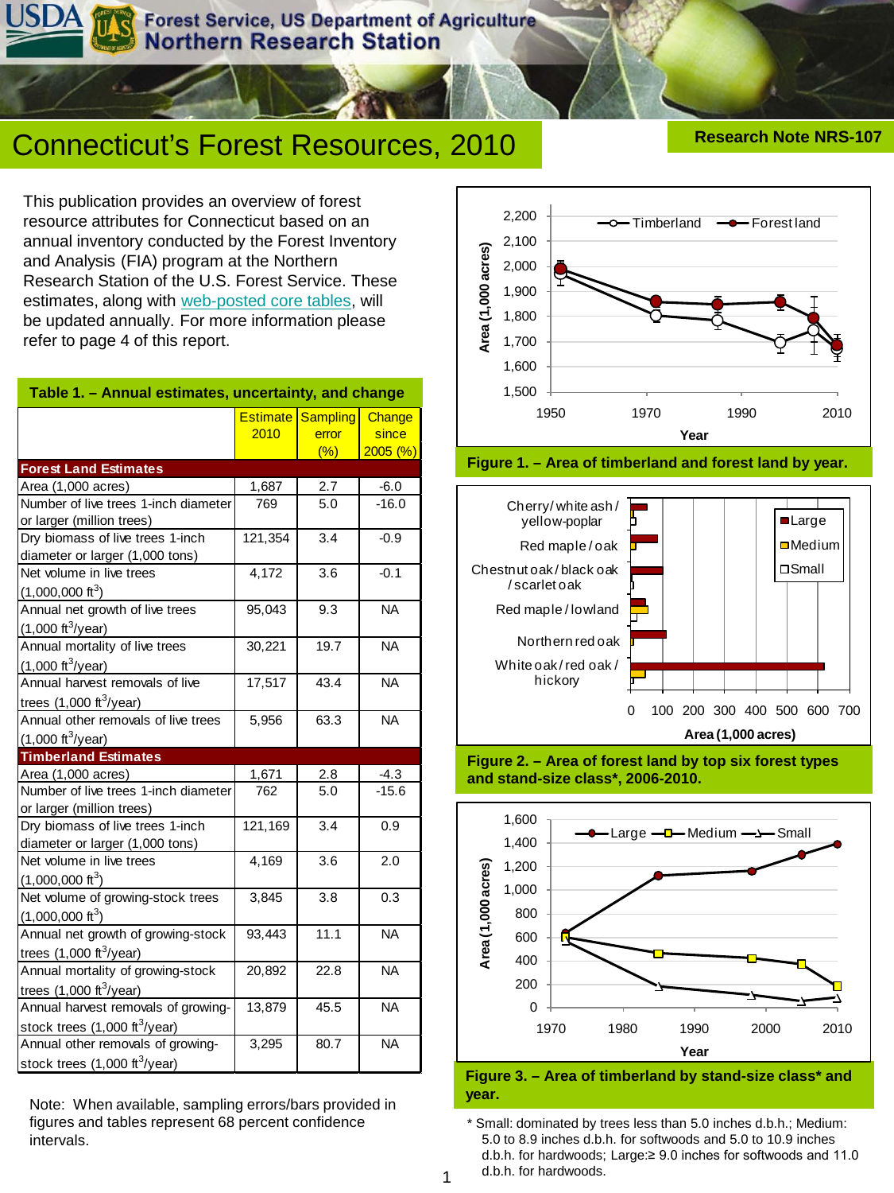# Connecticut's Forest Resources, 2010

**Research Note NRS-107**

This publication provides an overview of forest resource attributes for Connecticut based on an annual inventory conducted by the Forest Inventory and Analysis (FIA) program at the Northern Research Station of the U.S. Forest Service. These estimates, along with web-posted core tables, will be updated annually. For more information please refer to page 4 of this report.

**Table 1. – Annual estimates, uncertainty, and change**

| | Estimate 2010 | Sampling error (%) | Change since 2005 (%) |
|---|---|---|---|
| **Forest Land Estimates** | | | |
| Area (1,000 acres) | 1,687 | 2.7 | -6.0 |
| Number of live trees 1-inch diameter or larger (million trees) | 769 | 5.0 | -16.0 |
| Dry biomass of live trees 1-inch diameter or larger (1,000 tons) | 121,354 | 3.4 | -0.9 |
| Net volume in live trees (1,000,000 $ft^3$) | 4,172 | 3.6 | -0.1 |
| Annual net growth of live trees (1,000 $ft^3$/year) | 95,043 | 9.3 | NA |
| Annual mortality of live trees (1,000 $ft^3$/year) | 30,221 | 19.7 | NA |
| Annual harvest removals of live trees (1,000 $ft^3$/year) | 17,517 | 43.4 | NA |
| Annual other removals of live trees (1,000 $ft^3$/year) | 5,956 | 63.3 | NA |
| **Timberland Estimates** | | | |
| Area (1,000 acres) | 1,671 | 2.8 | -4.3 |
| Number of live trees 1-inch diameter or larger (million trees) | 762 | 5.0 | -15.6 |
| Dry biomass of live trees 1-inch diameter or larger (1,000 tons) | 121,169 | 3.4 | 0.9 |
| Net volume in live trees (1,000,000 $ft^3$) | 4,169 | 3.6 | 2.0 |
| Net volume of growing-stock trees (1,000,000 $ft^3$) | 3,845 | 3.8 | 0.3 |
| Annual net growth of growing-stock trees (1,000 $ft^3$/year) | 93,443 | 11.1 | NA |
| Annual mortality of growing-stock trees (1,000 $ft^3$/year) | 20,892 | 22.8 | NA |
| Annual harvest removals of growing-stock trees (1,000 $ft^3$/year) | 13,879 | 45.5 | NA |
| Annual other removals of growing-stock trees (1,000 $ft^3$/year) | 3,295 | 80.7 | NA |

Note: When available, sampling errors/bars provided in figures and tables represent 68 percent confidence intervals.

**Figure 1. – Area of timberland and forest land by year.**

**Figure 2. – Area of forest land by top six forest types and stand-size class*, 2006-2010.**

**Figure 3. – Area of timberland by stand-size class* and year.**

\* Small: dominated by trees less than 5.0 inches d.b.h.; Medium: 5.0 to 8.9 inches d.b.h. for softwoods and 5.0 to 10.9 inches d.b.h. for hardwoods; Large: ≥ 9.0 inches for softwoods and 11.0 d.b.h. for hardwoods.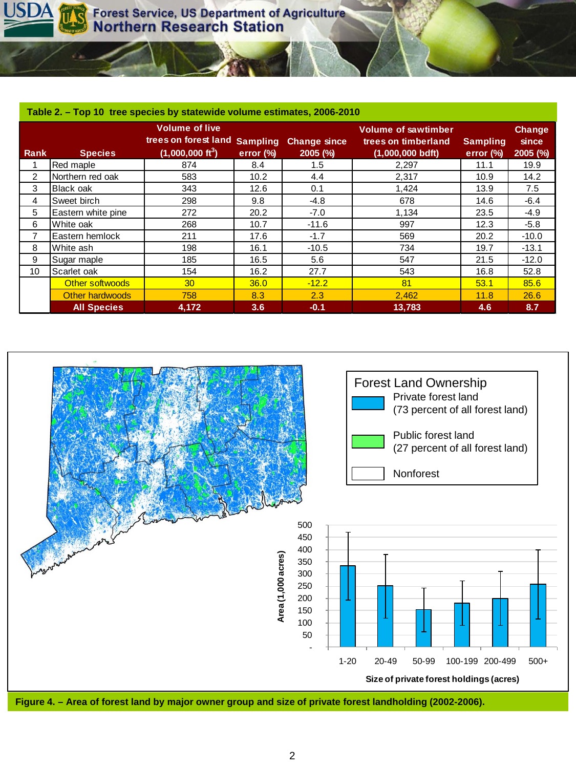**Table 2. – Top 10 tree species by statewide volume estimates, 2006-2010**

| Rank | Species | Volume of live trees on forest land (1,000,000 ft$^3$) | Sampling error (%) | Change since 2005 (%) | Volume of sawtimber trees on timberland (1,000,000 bdft) | Sampling error (%) | Change since 2005 (%) |
|---|---|---|---|---|---|---|---|
| 1 | Red maple | 874 | 8.4 | 1.5 | 2,297 | 11.1 | 19.9 |
| 2 | Northern red oak | 583 | 10.2 | 4.4 | 2,317 | 10.9 | 14.2 |
| 3 | Black oak | 343 | 12.6 | 0.1 | 1,424 | 13.9 | 7.5 |
| 4 | Sweet birch | 298 | 9.8 | -4.8 | 678 | 14.6 | -6.4 |
| 5 | Eastern white pine | 272 | 20.2 | -7.0 | 1,134 | 23.5 | -4.9 |
| 6 | White oak | 268 | 10.7 | -11.6 | 997 | 12.3 | -5.8 |
| 7 | Eastern hemlock | 211 | 17.6 | -1.7 | 569 | 20.2 | -10.0 |
| 8 | White ash | 198 | 16.1 | -10.5 | 734 | 19.7 | -13.1 |
| 9 | Sugar maple | 185 | 16.5 | 5.6 | 547 | 21.5 | -12.0 |
| 10 | Scarlet oak | 154 | 16.2 | 27.7 | 543 | 16.8 | 52.8 |
| | Other softwoods | 30 | 36.0 | -12.2 | 81 | 53.1 | 85.6 |
| | Other hardwoods | 758 | 8.3 | 2.3 | 2,462 | 11.8 | 26.6 |
| | **All Species** | **4,172** | **3.6** | **-0.1** | **13,783** | **4.6** | **8.7** |

Forest Land Ownership
- Private forest land (73 percent of all forest land)
- Public forest land (27 percent of all forest land)
- Nonforest

Area (1,000 acres) by Size of private forest holdings (acres): 1-20, 20-49, 50-99, 100-199, 200-499, 500+

**Figure 4. – Area of forest land by major owner group and size of private forest landholding (2002-2006).**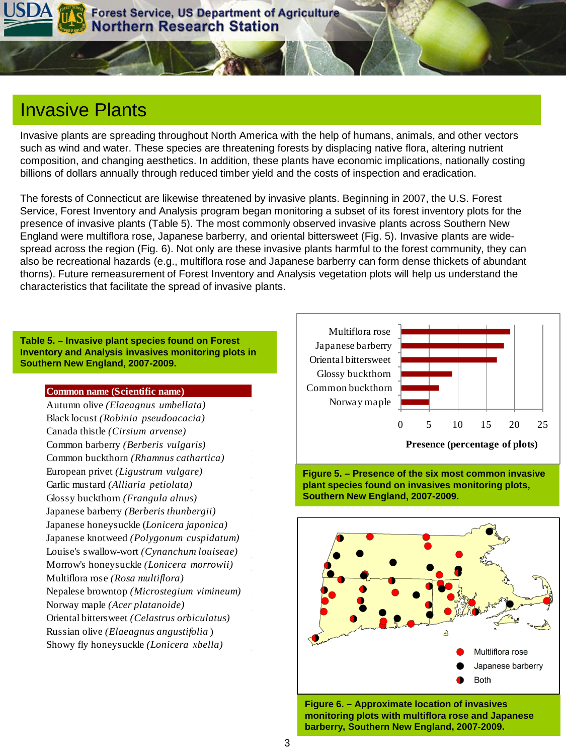# Invasive Plants

Invasive plants are spreading throughout North America with the help of humans, animals, and other vectors such as wind and water. These species are threatening forests by displacing native flora, altering nutrient composition, and changing aesthetics. In addition, these plants have economic implications, nationally costing billions of dollars annually through reduced timber yield and the costs of inspection and eradication.

The forests of Connecticut are likewise threatened by invasive plants. Beginning in 2007, the U.S. Forest Service, Forest Inventory and Analysis program began monitoring a subset of its forest inventory plots for the presence of invasive plants (Table 5). The most commonly observed invasive plants across Southern New England were multiflora rose, Japanese barberry, and oriental bittersweet (Fig. 5). Invasive plants are wide-spread across the region (Fig. 6). Not only are these invasive plants harmful to the forest community, they can also be recreational hazards (e.g., multiflora rose and Japanese barberry can form dense thickets of abundant thorns). Future remeasurement of Forest Inventory and Analysis vegetation plots will help us understand the characteristics that facilitate the spread of invasive plants.

**Table 5. – Invasive plant species found on Forest Inventory and Analysis invasives monitoring plots in Southern New England, 2007-2009.**

| Common name (Scientific name) |
|---|
| Autumn olive *(Elaeagnus umbellata)* |
| Black locust *(Robinia pseudoacacia)* |
| Canada thistle *(Cirsium arvense)* |
| Common barberry *(Berberis vulgaris)* |
| Common buckthorn *(Rhamnus cathartica)* |
| European privet *(Ligustrum vulgare)* |
| Garlic mustard *(Alliaria petiolata)* |
| Glossy buckthorn *(Frangula alnus)* |
| Japanese barberry *(Berberis thunbergii)* |
| Japanese honeysuckle *(Lonicera japonica)* |
| Japanese knotweed *(Polygonum cuspidatum)* |
| Louise's swallow-wort *(Cynanchum louiseae)* |
| Morrow's honeysuckle *(Lonicera morrowii)* |
| Multiflora rose *(Rosa multiflora)* |
| Nepalese browntop *(Microstegium vimineum)* |
| Norway maple *(Acer platanoide)* |
| Oriental bittersweet *(Celastrus orbiculatus)* |
| Russian olive *(Elaeagnus angustifolia)* |
| Showy fly honeysuckle *(Lonicera xbella)* |

**Figure 5. – Presence of the six most common invasive plant species found on invasives monitoring plots, Southern New England, 2007-2009.**

**Figure 6. – Approximate location of invasives monitoring plots with multiflora rose and Japanese barberry, Southern New England, 2007-2009.**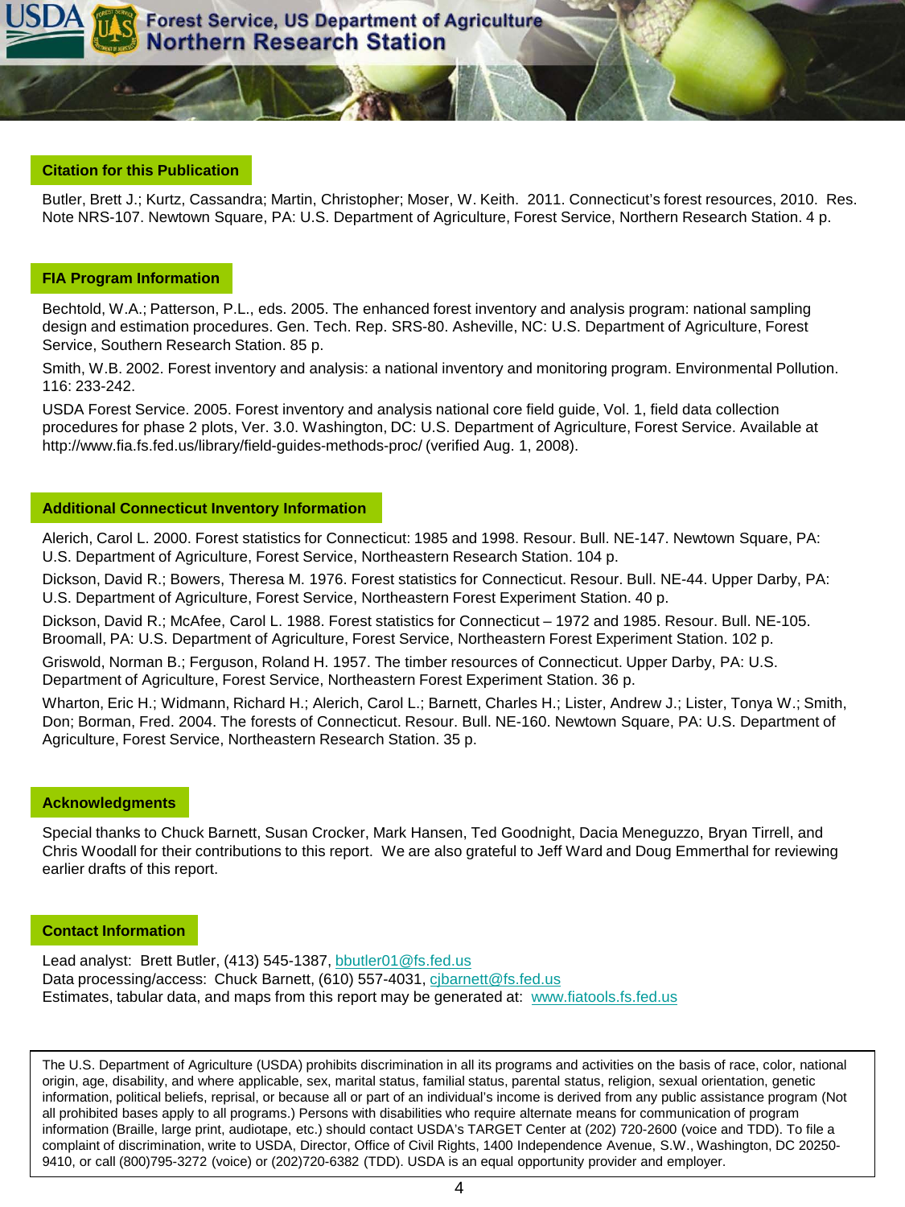## Citation for this Publication

Butler, Brett J.; Kurtz, Cassandra; Martin, Christopher; Moser, W. Keith. 2011. Connecticut's forest resources, 2010. Res. Note NRS-107. Newtown Square, PA: U.S. Department of Agriculture, Forest Service, Northern Research Station. 4 p.

## FIA Program Information

Bechtold, W.A.; Patterson, P.L., eds. 2005. The enhanced forest inventory and analysis program: national sampling design and estimation procedures. Gen. Tech. Rep. SRS-80. Asheville, NC: U.S. Department of Agriculture, Forest Service, Southern Research Station. 85 p.

Smith, W.B. 2002. Forest inventory and analysis: a national inventory and monitoring program. Environmental Pollution. 116: 233-242.

USDA Forest Service. 2005. Forest inventory and analysis national core field guide, Vol. 1, field data collection procedures for phase 2 plots, Ver. 3.0. Washington, DC: U.S. Department of Agriculture, Forest Service. Available at http://www.fia.fs.fed.us/library/field-guides-methods-proc/ (verified Aug. 1, 2008).

## Additional Connecticut Inventory Information

Alerich, Carol L. 2000. Forest statistics for Connecticut: 1985 and 1998. Resour. Bull. NE-147. Newtown Square, PA: U.S. Department of Agriculture, Forest Service, Northeastern Research Station. 104 p.

Dickson, David R.; Bowers, Theresa M. 1976. Forest statistics for Connecticut. Resour. Bull. NE-44. Upper Darby, PA: U.S. Department of Agriculture, Forest Service, Northeastern Forest Experiment Station. 40 p.

Dickson, David R.; McAfee, Carol L. 1988. Forest statistics for Connecticut – 1972 and 1985. Resour. Bull. NE-105. Broomall, PA: U.S. Department of Agriculture, Forest Service, Northeastern Forest Experiment Station. 102 p.

Griswold, Norman B.; Ferguson, Roland H. 1957. The timber resources of Connecticut. Upper Darby, PA: U.S. Department of Agriculture, Forest Service, Northeastern Forest Experiment Station. 36 p.

Wharton, Eric H.; Widmann, Richard H.; Alerich, Carol L.; Barnett, Charles H.; Lister, Andrew J.; Lister, Tonya W.; Smith, Don; Borman, Fred. 2004. The forests of Connecticut. Resour. Bull. NE-160. Newtown Square, PA: U.S. Department of Agriculture, Forest Service, Northeastern Research Station. 35 p.

## Acknowledgments

Special thanks to Chuck Barnett, Susan Crocker, Mark Hansen, Ted Goodnight, Dacia Meneguzzo, Bryan Tirrell, and Chris Woodall for their contributions to this report. We are also grateful to Jeff Ward and Doug Emmerthal for reviewing earlier drafts of this report.

## Contact Information

Lead analyst: Brett Butler, (413) 545-1387, bbutler01@fs.fed.us
Data processing/access: Chuck Barnett, (610) 557-4031, cjbarnett@fs.fed.us
Estimates, tabular data, and maps from this report may be generated at: www.fiatools.fs.fed.us

The U.S. Department of Agriculture (USDA) prohibits discrimination in all its programs and activities on the basis of race, color, national origin, age, disability, and where applicable, sex, marital status, familial status, parental status, religion, sexual orientation, genetic information, political beliefs, reprisal, or because all or part of an individual's income is derived from any public assistance program (Not all prohibited bases apply to all programs.) Persons with disabilities who require alternate means for communication of program information (Braille, large print, audiotape, etc.) should contact USDA's TARGET Center at (202) 720-2600 (voice and TDD). To file a complaint of discrimination, write to USDA, Director, Office of Civil Rights, 1400 Independence Avenue, S.W., Washington, DC 20250-9410, or call (800)795-3272 (voice) or (202)720-6382 (TDD). USDA is an equal opportunity provider and employer.